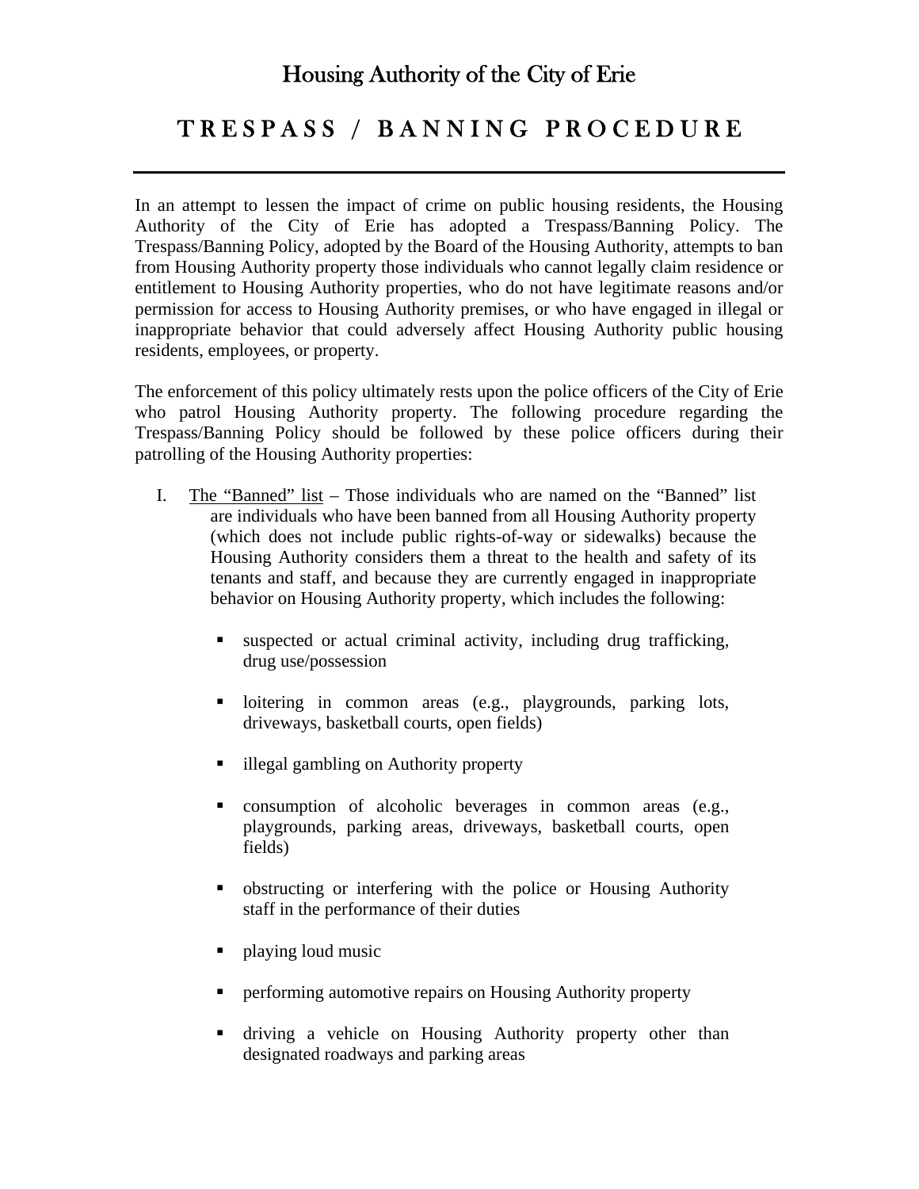# Housing Authority of the City of Erie

## TRESPASS / BANNING PROCEDURE

---

In an attempt to lessen the impact of crime on public housing residents, the Housing Authority of the City of Erie has adopted a Trespass/Banning Policy. The Trespass/Banning Policy, adopted by the Board of the Housing Authority, attempts to ban from Housing Authority property those individuals who cannot legally claim residence or entitlement to Housing Authority properties, who do not have legitimate reasons and/or permission for access to Housing Authority premises, or who have engaged in illegal or inappropriate behavior that could adversely affect Housing Authority public housing residents, employees, or property.

The enforcement of this policy ultimately rests upon the police officers of the City of Erie who patrol Housing Authority property. The following procedure regarding the Trespass/Banning Policy should be followed by these police officers during their patrolling of the Housing Authority properties:

I. <u>The "Banned" list</u> – Those individuals who are named on the "Banned" list are individuals who have been banned from all Housing Authority property (which does not include public rights-of-way or sidewalks) because the Housing Authority considers them a threat to the health and safety of its tenants and staff, and because they are currently engaged in inappropriate behavior on Housing Authority property, which includes the following:

   - suspected or actual criminal activity, including drug trafficking, drug use/possession
   - loitering in common areas (e.g., playgrounds, parking lots, driveways, basketball courts, open fields)
   - illegal gambling on Authority property
   - consumption of alcoholic beverages in common areas (e.g., playgrounds, parking areas, driveways, basketball courts, open fields)
   - obstructing or interfering with the police or Housing Authority staff in the performance of their duties
   - playing loud music
   - performing automotive repairs on Housing Authority property
   - driving a vehicle on Housing Authority property other than designated roadways and parking areas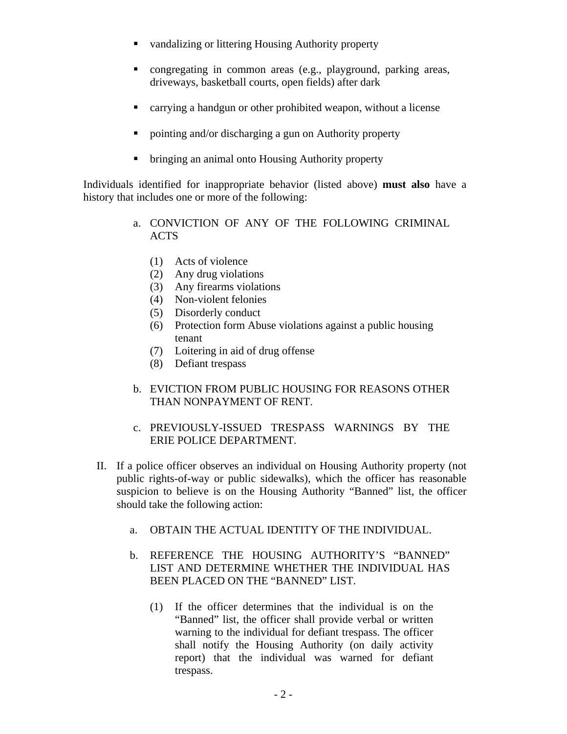- vandalizing or littering Housing Authority property
- congregating in common areas (e.g., playground, parking areas, driveways, basketball courts, open fields) after dark
- carrying a handgun or other prohibited weapon, without a license
- pointing and/or discharging a gun on Authority property
- bringing an animal onto Housing Authority property

Individuals identified for inappropriate behavior (listed above) **must also** have a history that includes one or more of the following:

a. CONVICTION OF ANY OF THE FOLLOWING CRIMINAL ACTS

    (1) Acts of violence
    (2) Any drug violations
    (3) Any firearms violations
    (4) Non-violent felonies
    (5) Disorderly conduct
    (6) Protection form Abuse violations against a public housing tenant
    (7) Loitering in aid of drug offense
    (8) Defiant trespass

b. EVICTION FROM PUBLIC HOUSING FOR REASONS OTHER THAN NONPAYMENT OF RENT.

c. PREVIOUSLY-ISSUED TRESPASS WARNINGS BY THE ERIE POLICE DEPARTMENT.

II. If a police officer observes an individual on Housing Authority property (not public rights-of-way or public sidewalks), which the officer has reasonable suspicion to believe is on the Housing Authority "Banned" list, the officer should take the following action:

    a. OBTAIN THE ACTUAL IDENTITY OF THE INDIVIDUAL.

    b. REFERENCE THE HOUSING AUTHORITY'S "BANNED" LIST AND DETERMINE WHETHER THE INDIVIDUAL HAS BEEN PLACED ON THE "BANNED" LIST.

        (1) If the officer determines that the individual is on the "Banned" list, the officer shall provide verbal or written warning to the individual for defiant trespass. The officer shall notify the Housing Authority (on daily activity report) that the individual was warned for defiant trespass.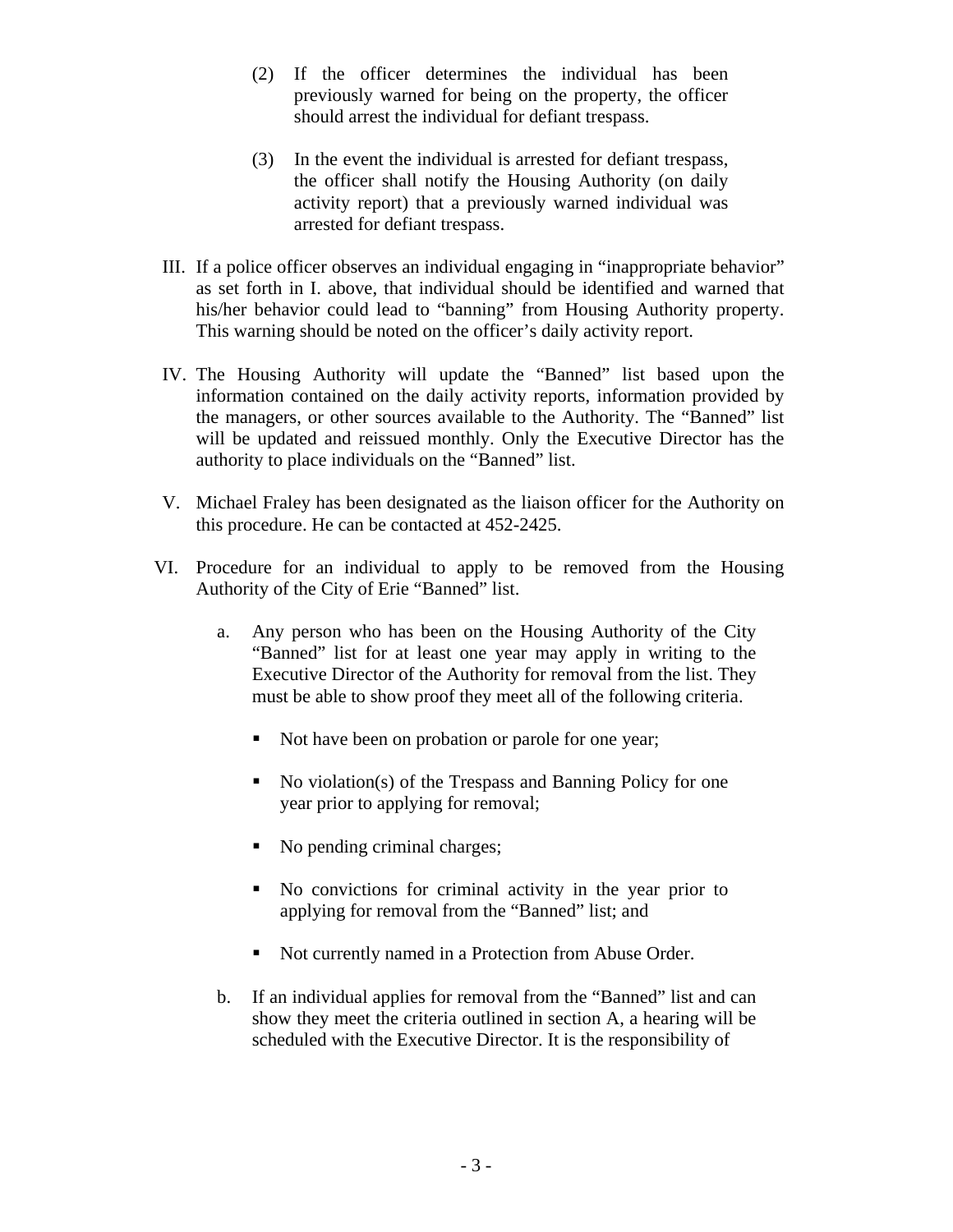(2) If the officer determines the individual has been previously warned for being on the property, the officer should arrest the individual for defiant trespass.

(3) In the event the individual is arrested for defiant trespass, the officer shall notify the Housing Authority (on daily activity report) that a previously warned individual was arrested for defiant trespass.

III. If a police officer observes an individual engaging in "inappropriate behavior" as set forth in I. above, that individual should be identified and warned that his/her behavior could lead to "banning" from Housing Authority property. This warning should be noted on the officer's daily activity report.

IV. The Housing Authority will update the "Banned" list based upon the information contained on the daily activity reports, information provided by the managers, or other sources available to the Authority. The "Banned" list will be updated and reissued monthly. Only the Executive Director has the authority to place individuals on the "Banned" list.

V. Michael Fraley has been designated as the liaison officer for the Authority on this procedure. He can be contacted at 452-2425.

VI. Procedure for an individual to apply to be removed from the Housing Authority of the City of Erie "Banned" list.

a. Any person who has been on the Housing Authority of the City "Banned" list for at least one year may apply in writing to the Executive Director of the Authority for removal from the list. They must be able to show proof they meet all of the following criteria.

- Not have been on probation or parole for one year;
- No violation(s) of the Trespass and Banning Policy for one year prior to applying for removal;
- No pending criminal charges;
- No convictions for criminal activity in the year prior to applying for removal from the "Banned" list; and
- Not currently named in a Protection from Abuse Order.

b. If an individual applies for removal from the "Banned" list and can show they meet the criteria outlined in section A, a hearing will be scheduled with the Executive Director. It is the responsibility of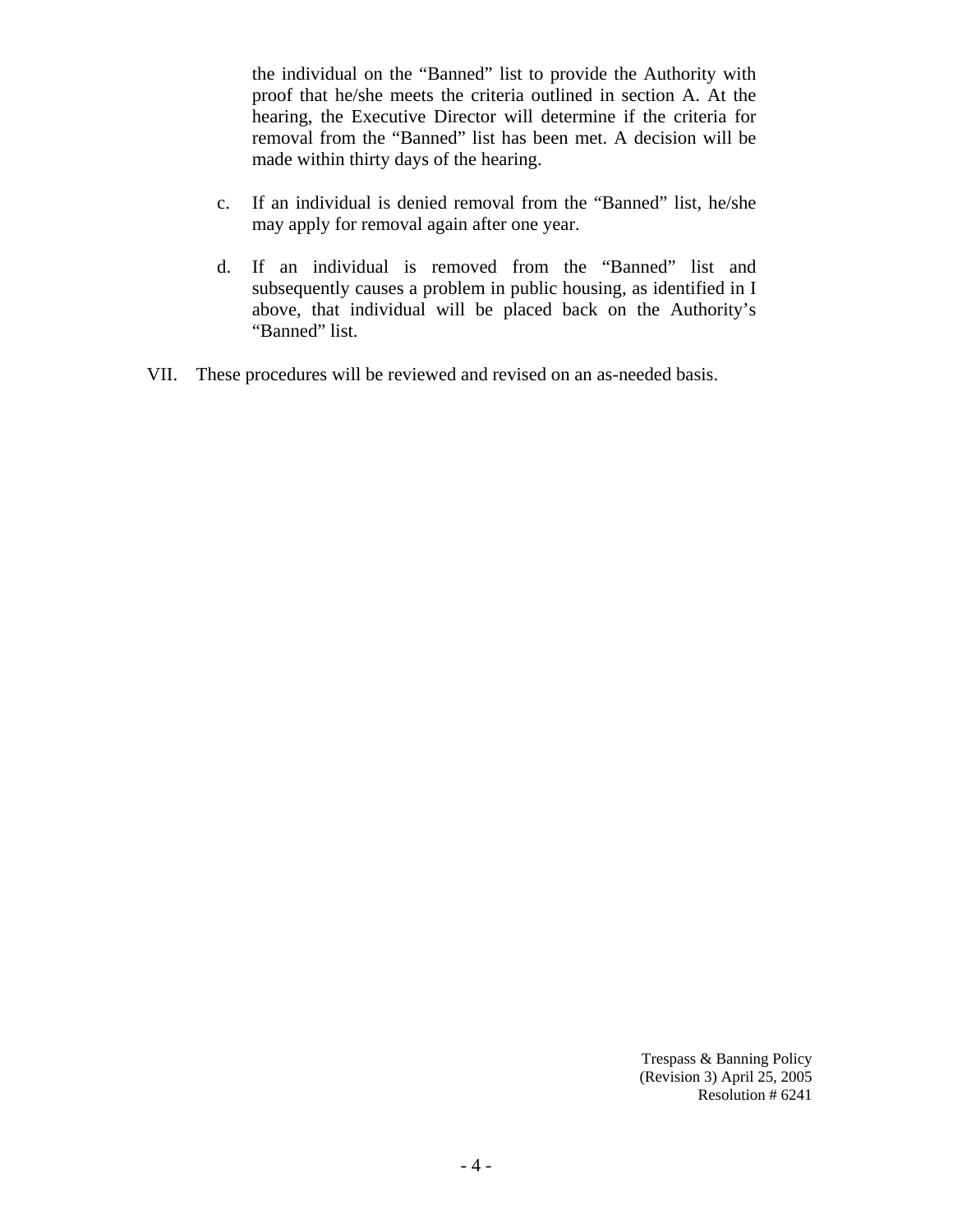the individual on the "Banned" list to provide the Authority with proof that he/she meets the criteria outlined in section A. At the hearing, the Executive Director will determine if the criteria for removal from the "Banned" list has been met. A decision will be made within thirty days of the hearing.

c. If an individual is denied removal from the "Banned" list, he/she may apply for removal again after one year.

d. If an individual is removed from the "Banned" list and subsequently causes a problem in public housing, as identified in I above, that individual will be placed back on the Authority's "Banned" list.

VII. These procedures will be reviewed and revised on an as-needed basis.

Trespass & Banning Policy
(Revision 3) April 25, 2005
Resolution # 6241